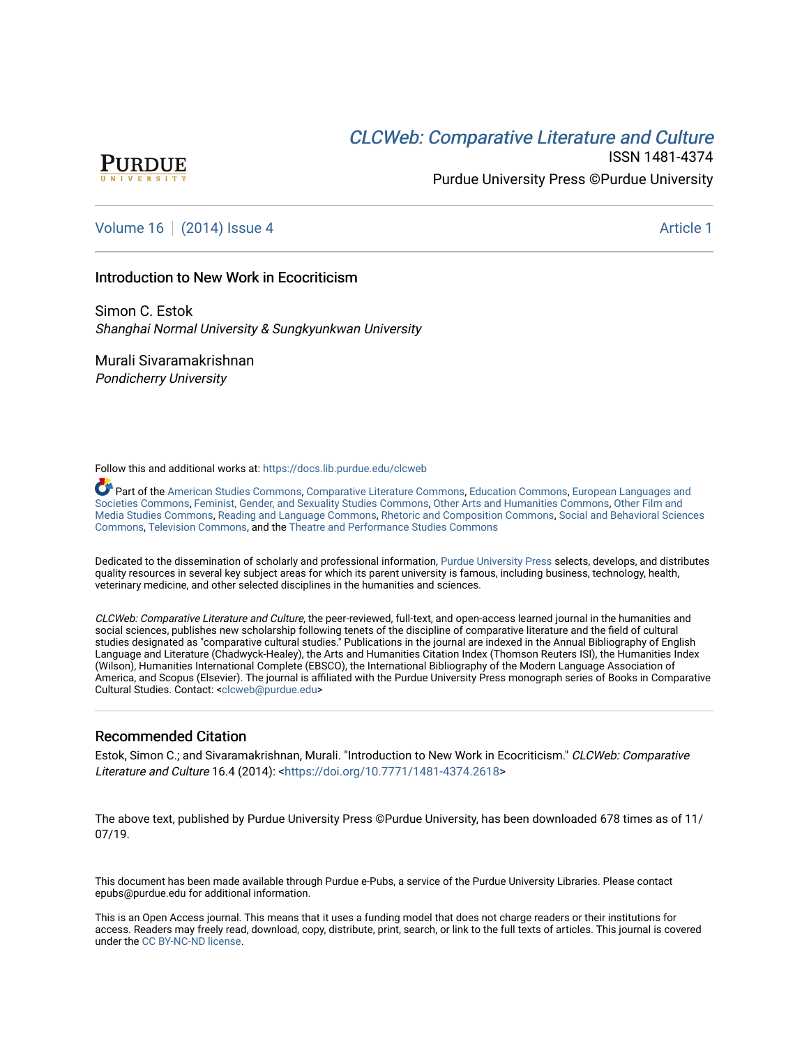PURDUE UNIVERSITY

[CLCWeb: Comparative Literature and Culture](https://docs.lib.purdue.edu/clcweb)

ISSN 1481-4374

Purdue University Press ©Purdue University

Volume 16 | (2014) Issue 4 Article 1

## Introduction to New Work in Ecocriticism

Simon C. Estok
*Shanghai Normal University & Sungkyunkwan University*

Murali Sivaramakrishnan
*Pondicherry University*

Follow this and additional works at: https://docs.lib.purdue.edu/clcweb

Part of the American Studies Commons, Comparative Literature Commons, Education Commons, European Languages and Societies Commons, Feminist, Gender, and Sexuality Studies Commons, Other Arts and Humanities Commons, Other Film and Media Studies Commons, Reading and Language Commons, Rhetoric and Composition Commons, Social and Behavioral Sciences Commons, Television Commons, and the Theatre and Performance Studies Commons

Dedicated to the dissemination of scholarly and professional information, Purdue University Press selects, develops, and distributes quality resources in several key subject areas for which its parent university is famous, including business, technology, health, veterinary medicine, and other selected disciplines in the humanities and sciences.

*CLCWeb: Comparative Literature and Culture*, the peer-reviewed, full-text, and open-access learned journal in the humanities and social sciences, publishes new scholarship following tenets of the discipline of comparative literature and the field of cultural studies designated as "comparative cultural studies." Publications in the journal are indexed in the Annual Bibliography of English Language and Literature (Chadwyck-Healey), the Arts and Humanities Citation Index (Thomson Reuters ISI), the Humanities Index (Wilson), Humanities International Complete (EBSCO), the International Bibliography of the Modern Language Association of America, and Scopus (Elsevier). The journal is affiliated with the Purdue University Press monograph series of Books in Comparative Cultural Studies. Contact: <clcweb@purdue.edu>

### Recommended Citation

Estok, Simon C.; and Sivaramakrishnan, Murali. "Introduction to New Work in Ecocriticism." *CLCWeb: Comparative Literature and Culture* 16.4 (2014): <https://doi.org/10.7771/1481-4374.2618>

The above text, published by Purdue University Press ©Purdue University, has been downloaded 678 times as of 11/07/19.

This document has been made available through Purdue e-Pubs, a service of the Purdue University Libraries. Please contact epubs@purdue.edu for additional information.

This is an Open Access journal. This means that it uses a funding model that does not charge readers or their institutions for access. Readers may freely read, download, copy, distribute, print, search, or link to the full texts of articles. This journal is covered under the CC BY-NC-ND license.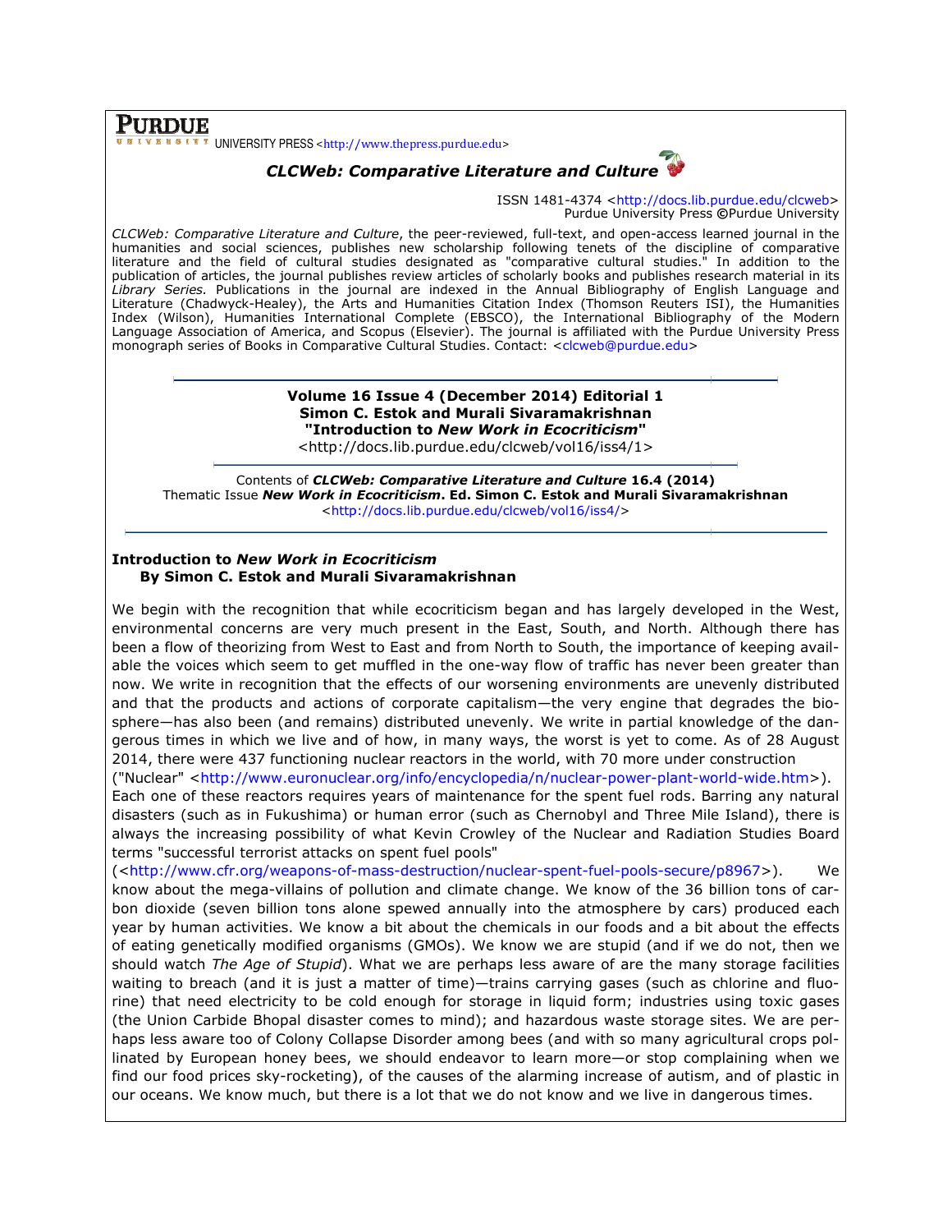**PURDUE** UNIVERSITY PRESS <http://www.thepress.purdue.edu>

# *CLCWeb: Comparative Literature and Culture*

ISSN 1481-4374 <http://docs.lib.purdue.edu/clcweb>
Purdue University Press ©Purdue University

*CLCWeb: Comparative Literature and Culture*, the peer-reviewed, full-text, and open-access learned journal in the humanities and social sciences, publishes new scholarship following tenets of the discipline of comparative literature and the field of cultural studies designated as "comparative cultural studies." In addition to the publication of articles, the journal publishes review articles of scholarly books and publishes research material in its *Library Series.* Publications in the journal are indexed in the Annual Bibliography of English Language and Literature (Chadwyck-Healey), the Arts and Humanities Citation Index (Thomson Reuters ISI), the Humanities Index (Wilson), Humanities International Complete (EBSCO), the International Bibliography of the Modern Language Association of America, and Scopus (Elsevier). The journal is affiliated with the Purdue University Press monograph series of Books in Comparative Cultural Studies. Contact: <clcweb@purdue.edu>

---

**Volume 16 Issue 4 (December 2014) Editorial 1**
**Simon C. Estok and Murali Sivaramakrishnan**
**"Introduction to *New Work in Ecocriticism*"**
<http://docs.lib.purdue.edu/clcweb/vol16/iss4/1>

---

Contents of ***CLCWeb: Comparative Literature and Culture* 16.4 (2014)**
Thematic Issue ***New Work in Ecocriticism*. Ed. Simon C. Estok and Murali Sivaramakrishnan**
<http://docs.lib.purdue.edu/clcweb/vol16/iss4/>

---

## Introduction to *New Work in Ecocriticism*
### By Simon C. Estok and Murali Sivaramakrishnan

We begin with the recognition that while ecocriticism began and has largely developed in the West, environmental concerns are very much present in the East, South, and North. Although there has been a flow of theorizing from West to East and from North to South, the importance of keeping available the voices which seem to get muffled in the one-way flow of traffic has never been greater than now. We write in recognition that the effects of our worsening environments are unevenly distributed and that the products and actions of corporate capitalism—the very engine that degrades the biosphere—has also been (and remains) distributed unevenly. We write in partial knowledge of the dangerous times in which we live and of how, in many ways, the worst is yet to come. As of 28 August 2014, there were 437 functioning nuclear reactors in the world, with 70 more under construction ("Nuclear" <http://www.euronuclear.org/info/encyclopedia/n/nuclear-power-plant-world-wide.htm>). Each one of these reactors requires years of maintenance for the spent fuel rods. Barring any natural disasters (such as in Fukushima) or human error (such as Chernobyl and Three Mile Island), there is always the increasing possibility of what Kevin Crowley of the Nuclear and Radiation Studies Board terms "successful terrorist attacks on spent fuel pools" (<http://www.cfr.org/weapons-of-mass-destruction/nuclear-spent-fuel-pools-secure/p8967>). We know about the mega-villains of pollution and climate change. We know of the 36 billion tons of carbon dioxide (seven billion tons alone spewed annually into the atmosphere by cars) produced each year by human activities. We know a bit about the chemicals in our foods and a bit about the effects of eating genetically modified organisms (GMOs). We know we are stupid (and if we do not, then we should watch *The Age of Stupid*). What we are perhaps less aware of are the many storage facilities waiting to breach (and it is just a matter of time)—trains carrying gases (such as chlorine and fluorine) that need electricity to be cold enough for storage in liquid form; industries using toxic gases (the Union Carbide Bhopal disaster comes to mind); and hazardous waste storage sites. We are perhaps less aware too of Colony Collapse Disorder among bees (and with so many agricultural crops pollinated by European honey bees, we should endeavor to learn more—or stop complaining when we find our food prices sky-rocketing), of the causes of the alarming increase of autism, and of plastic in our oceans. We know much, but there is a lot that we do not know and we live in dangerous times.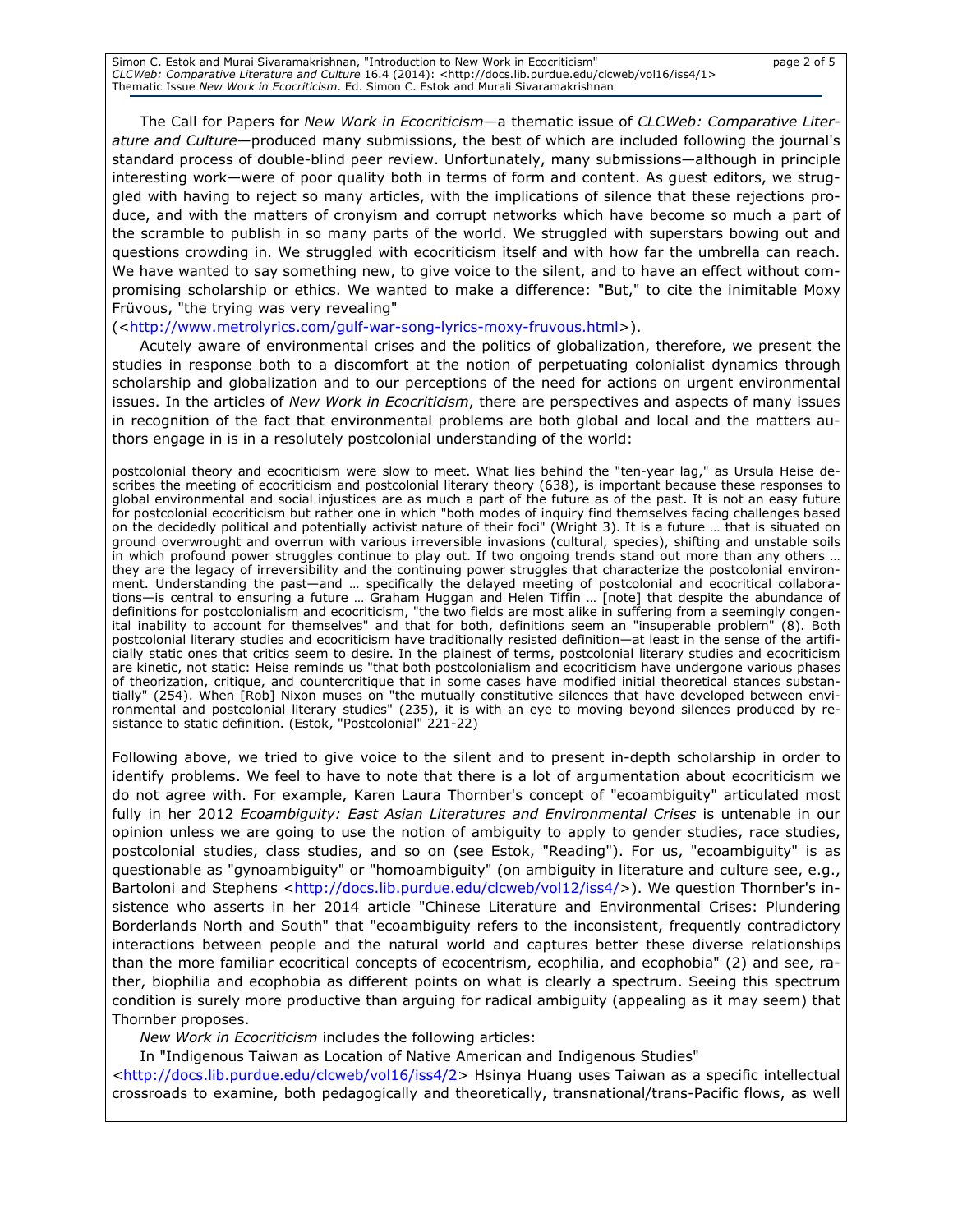The Call for Papers for *New Work in Ecocriticism*—a thematic issue of *CLCWeb: Comparative Literature and Culture*—produced many submissions, the best of which are included following the journal's standard process of double-blind peer review. Unfortunately, many submissions—although in principle interesting work—were of poor quality both in terms of form and content. As guest editors, we struggled with having to reject so many articles, with the implications of silence that these rejections produce, and with the matters of cronyism and corrupt networks which have become so much a part of the scramble to publish in so many parts of the world. We struggled with superstars bowing out and questions crowding in. We struggled with ecocriticism itself and with how far the umbrella can reach. We have wanted to say something new, to give voice to the silent, and to have an effect without compromising scholarship or ethics. We wanted to make a difference: "But," to cite the inimitable Moxy Früvous, "the trying was very revealing" (<http://www.metrolyrics.com/gulf-war-song-lyrics-moxy-fruvous.html>).

Acutely aware of environmental crises and the politics of globalization, therefore, we present the studies in response both to a discomfort at the notion of perpetuating colonialist dynamics through scholarship and globalization and to our perceptions of the need for actions on urgent environmental issues. In the articles of *New Work in Ecocriticism*, there are perspectives and aspects of many issues in recognition of the fact that environmental problems are both global and local and the matters authors engage in is in a resolutely postcolonial understanding of the world:

> postcolonial theory and ecocriticism were slow to meet. What lies behind the "ten-year lag," as Ursula Heise describes the meeting of ecocriticism and postcolonial literary theory (638), is important because these responses to global environmental and social injustices are as much a part of the future as of the past. It is not an easy future for postcolonial ecocriticism but rather one in which "both modes of inquiry find themselves facing challenges based on the decidedly political and potentially activist nature of their foci" (Wright 3). It is a future … that is situated on ground overwrought and overrun with various irreversible invasions (cultural, species), shifting and unstable soils in which profound power struggles continue to play out. If two ongoing trends stand out more than any others … they are the legacy of irreversibility and the continuing power struggles that characterize the postcolonial environment. Understanding the past—and … specifically the delayed meeting of postcolonial and ecocritical collaborations—is central to ensuring a future … Graham Huggan and Helen Tiffin … [note] that despite the abundance of definitions for postcolonialism and ecocriticism, "the two fields are most alike in suffering from a seemingly congenital inability to account for themselves" and that for both, definitions seem an "insuperable problem" (8). Both postcolonial literary studies and ecocriticism have traditionally resisted definition—at least in the sense of the artificially static ones that critics seem to desire. In the plainest of terms, postcolonial literary studies and ecocriticism are kinetic, not static: Heise reminds us "that both postcolonialism and ecocriticism have undergone various phases of theorization, critique, and countercritique that in some cases have modified initial theoretical stances substantially" (254). When [Rob] Nixon muses on "the mutually constitutive silences that have developed between environmental and postcolonial literary studies" (235), it is with an eye to moving beyond silences produced by resistance to static definition. (Estok, "Postcolonial" 221-22)

Following above, we tried to give voice to the silent and to present in-depth scholarship in order to identify problems. We feel to have to note that there is a lot of argumentation about ecocriticism we do not agree with. For example, Karen Laura Thornber's concept of "ecoambiguity" articulated most fully in her 2012 *Ecoambiguity: East Asian Literatures and Environmental Crises* is untenable in our opinion unless we are going to use the notion of ambiguity to apply to gender studies, race studies, postcolonial studies, class studies, and so on (see Estok, "Reading"). For us, "ecoambiguity" is as questionable as "gynoambiguity" or "homoambiguity" (on ambiguity in literature and culture see, e.g., Bartoloni and Stephens <http://docs.lib.purdue.edu/clcweb/vol12/iss4/>). We question Thornber's insistence who asserts in her 2014 article "Chinese Literature and Environmental Crises: Plundering Borderlands North and South" that "ecoambiguity refers to the inconsistent, frequently contradictory interactions between people and the natural world and captures better these diverse relationships than the more familiar ecocritical concepts of ecocentrism, ecophilia, and ecophobia" (2) and see, rather, biophilia and ecophobia as different points on what is clearly a spectrum. Seeing this spectrum condition is surely more productive than arguing for radical ambiguity (appealing as it may seem) that Thornber proposes.

*New Work in Ecocriticism* includes the following articles:

In "Indigenous Taiwan as Location of Native American and Indigenous Studies" <http://docs.lib.purdue.edu/clcweb/vol16/iss4/2> Hsinya Huang uses Taiwan as a specific intellectual crossroads to examine, both pedagogically and theoretically, transnational/trans-Pacific flows, as well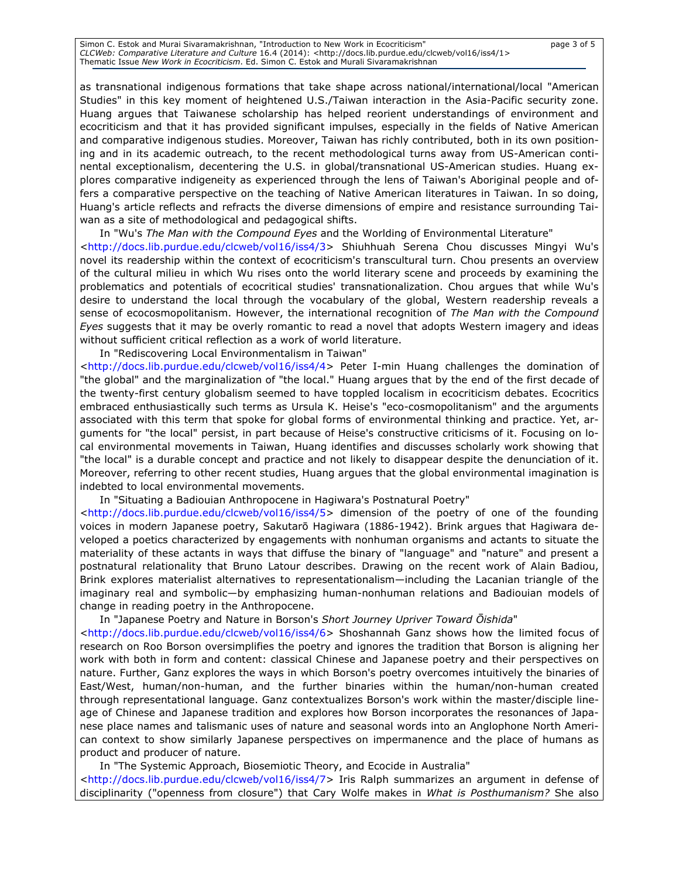as transnational indigenous formations that take shape across national/international/local "American Studies" in this key moment of heightened U.S./Taiwan interaction in the Asia-Pacific security zone. Huang argues that Taiwanese scholarship has helped reorient understandings of environment and ecocriticism and that it has provided significant impulses, especially in the fields of Native American and comparative indigenous studies. Moreover, Taiwan has richly contributed, both in its own positioning and in its academic outreach, to the recent methodological turns away from US-American continental exceptionalism, decentering the U.S. in global/transnational US-American studies. Huang explores comparative indigeneity as experienced through the lens of Taiwan's Aboriginal people and offers a comparative perspective on the teaching of Native American literatures in Taiwan. In so doing, Huang's article reflects and refracts the diverse dimensions of empire and resistance surrounding Taiwan as a site of methodological and pedagogical shifts.

In "Wu's *The Man with the Compound Eyes* and the Worlding of Environmental Literature" <http://docs.lib.purdue.edu/clcweb/vol16/iss4/3> Shiuhhuah Serena Chou discusses Mingyi Wu's novel its readership within the context of ecocriticism's transcultural turn. Chou presents an overview of the cultural milieu in which Wu rises onto the world literary scene and proceeds by examining the problematics and potentials of ecocritical studies' transnationalization. Chou argues that while Wu's desire to understand the local through the vocabulary of the global, Western readership reveals a sense of ecocosmopolitanism. However, the international recognition of *The Man with the Compound Eyes* suggests that it may be overly romantic to read a novel that adopts Western imagery and ideas without sufficient critical reflection as a work of world literature.

In "Rediscovering Local Environmentalism in Taiwan" <http://docs.lib.purdue.edu/clcweb/vol16/iss4/4> Peter I-min Huang challenges the domination of "the global" and the marginalization of "the local." Huang argues that by the end of the first decade of the twenty-first century globalism seemed to have toppled localism in ecocriticism debates. Ecocritics embraced enthusiastically such terms as Ursula K. Heise's "eco-cosmopolitanism" and the arguments associated with this term that spoke for global forms of environmental thinking and practice. Yet, arguments for "the local" persist, in part because of Heise's constructive criticisms of it. Focusing on local environmental movements in Taiwan, Huang identifies and discusses scholarly work showing that "the local" is a durable concept and practice and not likely to disappear despite the denunciation of it. Moreover, referring to other recent studies, Huang argues that the global environmental imagination is indebted to local environmental movements.

In "Situating a Badiouian Anthropocene in Hagiwara's Postnatural Poetry" <http://docs.lib.purdue.edu/clcweb/vol16/iss4/5> dimension of the poetry of one of the founding voices in modern Japanese poetry, Sakutarō Hagiwara (1886-1942). Brink argues that Hagiwara developed a poetics characterized by engagements with nonhuman organisms and actants to situate the materiality of these actants in ways that diffuse the binary of "language" and "nature" and present a postnatural relationality that Bruno Latour describes. Drawing on the recent work of Alain Badiou, Brink explores materialist alternatives to representationalism—including the Lacanian triangle of the imaginary real and symbolic—by emphasizing human-nonhuman relations and Badiouian models of change in reading poetry in the Anthropocene.

In "Japanese Poetry and Nature in Borson's *Short Journey Upriver Toward Ōishida*" <http://docs.lib.purdue.edu/clcweb/vol16/iss4/6> Shoshannah Ganz shows how the limited focus of research on Roo Borson oversimplifies the poetry and ignores the tradition that Borson is aligning her work with both in form and content: classical Chinese and Japanese poetry and their perspectives on nature. Further, Ganz explores the ways in which Borson's poetry overcomes intuitively the binaries of East/West, human/non-human, and the further binaries within the human/non-human created through representational language. Ganz contextualizes Borson's work within the master/disciple lineage of Chinese and Japanese tradition and explores how Borson incorporates the resonances of Japanese place names and talismanic uses of nature and seasonal words into an Anglophone North American context to show similarly Japanese perspectives on impermanence and the place of humans as product and producer of nature.

In "The Systemic Approach, Biosemiotic Theory, and Ecocide in Australia" <http://docs.lib.purdue.edu/clcweb/vol16/iss4/7> Iris Ralph summarizes an argument in defense of disciplinarity ("openness from closure") that Cary Wolfe makes in *What is Posthumanism?* She also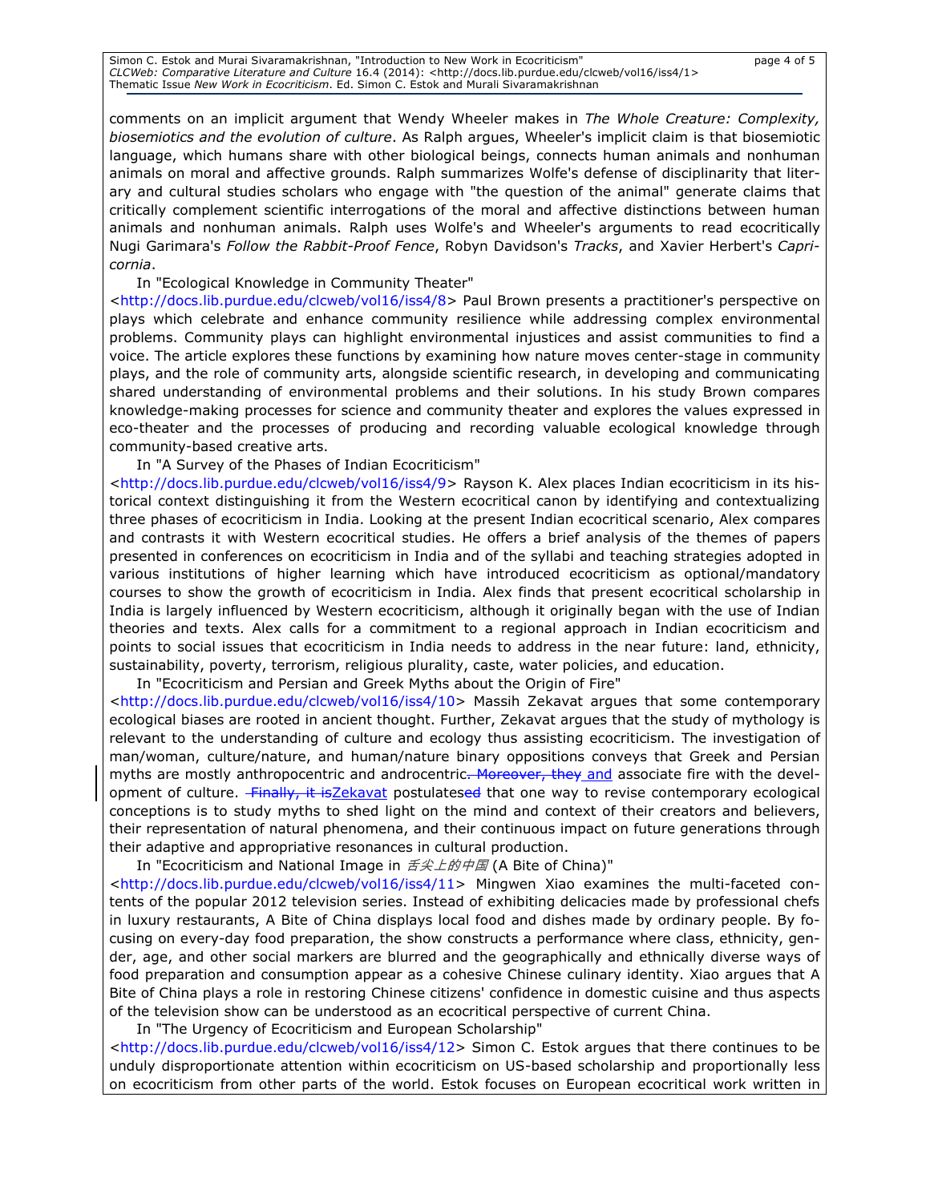comments on an implicit argument that Wendy Wheeler makes in *The Whole Creature: Complexity, biosemiotics and the evolution of culture*. As Ralph argues, Wheeler's implicit claim is that biosemiotic language, which humans share with other biological beings, connects human animals and nonhuman animals on moral and affective grounds. Ralph summarizes Wolfe's defense of disciplinarity that literary and cultural studies scholars who engage with "the question of the animal" generate claims that critically complement scientific interrogations of the moral and affective distinctions between human animals and nonhuman animals. Ralph uses Wolfe's and Wheeler's arguments to read ecocritically Nugi Garimara's *Follow the Rabbit-Proof Fence*, Robyn Davidson's *Tracks*, and Xavier Herbert's *Capricornia*.

In "Ecological Knowledge in Community Theater" <http://docs.lib.purdue.edu/clcweb/vol16/iss4/8> Paul Brown presents a practitioner's perspective on plays which celebrate and enhance community resilience while addressing complex environmental problems. Community plays can highlight environmental injustices and assist communities to find a voice. The article explores these functions by examining how nature moves center-stage in community plays, and the role of community arts, alongside scientific research, in developing and communicating shared understanding of environmental problems and their solutions. In his study Brown compares knowledge-making processes for science and community theater and explores the values expressed in eco-theater and the processes of producing and recording valuable ecological knowledge through community-based creative arts.

In "A Survey of the Phases of Indian Ecocriticism" <http://docs.lib.purdue.edu/clcweb/vol16/iss4/9> Rayson K. Alex places Indian ecocriticism in its historical context distinguishing it from the Western ecocritical canon by identifying and contextualizing three phases of ecocriticism in India. Looking at the present Indian ecocritical scenario, Alex compares and contrasts it with Western ecocritical studies. He offers a brief analysis of the themes of papers presented in conferences on ecocriticism in India and of the syllabi and teaching strategies adopted in various institutions of higher learning which have introduced ecocriticism as optional/mandatory courses to show the growth of ecocriticism in India. Alex finds that present ecocritical scholarship in India is largely influenced by Western ecocriticism, although it originally began with the use of Indian theories and texts. Alex calls for a commitment to a regional approach in Indian ecocriticism and points to social issues that ecocriticism in India needs to address in the near future: land, ethnicity, sustainability, poverty, terrorism, religious plurality, caste, water policies, and education.

In "Ecocriticism and Persian and Greek Myths about the Origin of Fire" <http://docs.lib.purdue.edu/clcweb/vol16/iss4/10> Massih Zekavat argues that some contemporary ecological biases are rooted in ancient thought. Further, Zekavat argues that the study of mythology is relevant to the understanding of culture and ecology thus assisting ecocriticism. The investigation of man/woman, culture/nature, and human/nature binary oppositions conveys that Greek and Persian myths are mostly anthropocentric and androcentric~~. Moreover, they~~ and associate fire with the development of culture. ~~Finally, it is~~Zekavat postulates~~ed~~ that one way to revise contemporary ecological conceptions is to study myths to shed light on the mind and context of their creators and believers, their representation of natural phenomena, and their continuous impact on future generations through their adaptive and appropriative resonances in cultural production.

In "Ecocriticism and National Image in *舌尖上的中国* (A Bite of China)" <http://docs.lib.purdue.edu/clcweb/vol16/iss4/11> Mingwen Xiao examines the multi-faceted contents of the popular 2012 television series. Instead of exhibiting delicacies made by professional chefs in luxury restaurants, A Bite of China displays local food and dishes made by ordinary people. By focusing on every-day food preparation, the show constructs a performance where class, ethnicity, gender, age, and other social markers are blurred and the geographically and ethnically diverse ways of food preparation and consumption appear as a cohesive Chinese culinary identity. Xiao argues that A Bite of China plays a role in restoring Chinese citizens' confidence in domestic cuisine and thus aspects of the television show can be understood as an ecocritical perspective of current China.

In "The Urgency of Ecocriticism and European Scholarship" <http://docs.lib.purdue.edu/clcweb/vol16/iss4/12> Simon C. Estok argues that there continues to be unduly disproportionate attention within ecocriticism on US-based scholarship and proportionally less on ecocriticism from other parts of the world. Estok focuses on European ecocritical work written in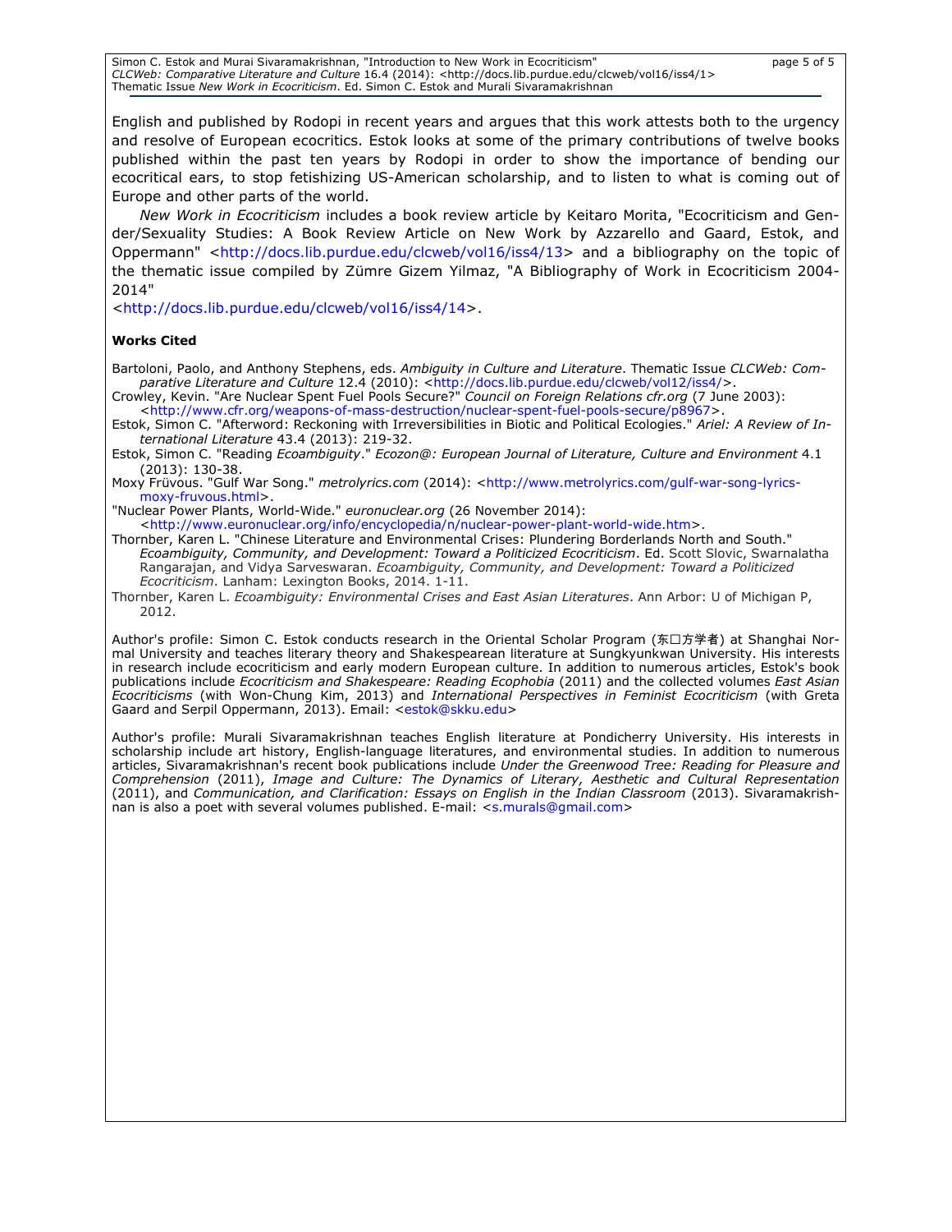English and published by Rodopi in recent years and argues that this work attests both to the urgency and resolve of European ecocritics. Estok looks at some of the primary contributions of twelve books published within the past ten years by Rodopi in order to show the importance of bending our ecocritical ears, to stop fetishizing US-American scholarship, and to listen to what is coming out of Europe and other parts of the world.

*New Work in Ecocriticism* includes a book review article by Keitaro Morita, "Ecocriticism and Gender/Sexuality Studies: A Book Review Article on New Work by Azzarello and Gaard, Estok, and Oppermann" <http://docs.lib.purdue.edu/clcweb/vol16/iss4/13> and a bibliography on the topic of the thematic issue compiled by Zümre Gizem Yilmaz, "A Bibliography of Work in Ecocriticism 2004-2014" <http://docs.lib.purdue.edu/clcweb/vol16/iss4/14>.

**Works Cited**

Bartoloni, Paolo, and Anthony Stephens, eds. *Ambiguity in Culture and Literature*. Thematic Issue *CLCWeb: Comparative Literature and Culture* 12.4 (2010): <http://docs.lib.purdue.edu/clcweb/vol12/iss4/>.

Crowley, Kevin. "Are Nuclear Spent Fuel Pools Secure?" *Council on Foreign Relations cfr.org* (7 June 2003): <http://www.cfr.org/weapons-of-mass-destruction/nuclear-spent-fuel-pools-secure/p8967>.

Estok, Simon C. "Afterword: Reckoning with Irreversibilities in Biotic and Political Ecologies." *Ariel: A Review of International Literature* 43.4 (2013): 219-32.

Estok, Simon C. "Reading *Ecoambiguity*." *Ecozon@: European Journal of Literature, Culture and Environment* 4.1 (2013): 130-38.

Moxy Früvous. "Gulf War Song." *metrolyrics.com* (2014): <http://www.metrolyrics.com/gulf-war-song-lyrics-moxy-fruvous.html>.

"Nuclear Power Plants, World-Wide." *euronuclear.org* (26 November 2014): <http://www.euronuclear.org/info/encyclopedia/n/nuclear-power-plant-world-wide.htm>.

Thornber, Karen L. "Chinese Literature and Environmental Crises: Plundering Borderlands North and South." *Ecoambiguity, Community, and Development: Toward a Politicized Ecocriticism*. Ed. Scott Slovic, Swarnalatha Rangarajan, and Vidya Sarveswaran. *Ecoambiguity, Community, and Development: Toward a Politicized Ecocriticism*. Lanham: Lexington Books, 2014. 1-11.

Thornber, Karen L. *Ecoambiguity: Environmental Crises and East Asian Literatures*. Ann Arbor: U of Michigan P, 2012.

Author's profile: Simon C. Estok conducts research in the Oriental Scholar Program (东□方学者) at Shanghai Normal University and teaches literary theory and Shakespearean literature at Sungkyunkwan University. His interests in research include ecocriticism and early modern European culture. In addition to numerous articles, Estok's book publications include *Ecocriticism and Shakespeare: Reading Ecophobia* (2011) and the collected volumes *East Asian Ecocriticisms* (with Won-Chung Kim, 2013) and *International Perspectives in Feminist Ecocriticism* (with Greta Gaard and Serpil Oppermann, 2013). Email: <estok@skku.edu>

Author's profile: Murali Sivaramakrishnan teaches English literature at Pondicherry University. His interests in scholarship include art history, English-language literatures, and environmental studies. In addition to numerous articles, Sivaramakrishnan's recent book publications include *Under the Greenwood Tree: Reading for Pleasure and Comprehension* (2011), *Image and Culture: The Dynamics of Literary, Aesthetic and Cultural Representation* (2011), and *Communication, and Clarification: Essays on English in the Indian Classroom* (2013). Sivaramakrishnan is also a poet with several volumes published. E-mail: <s.murals@gmail.com>